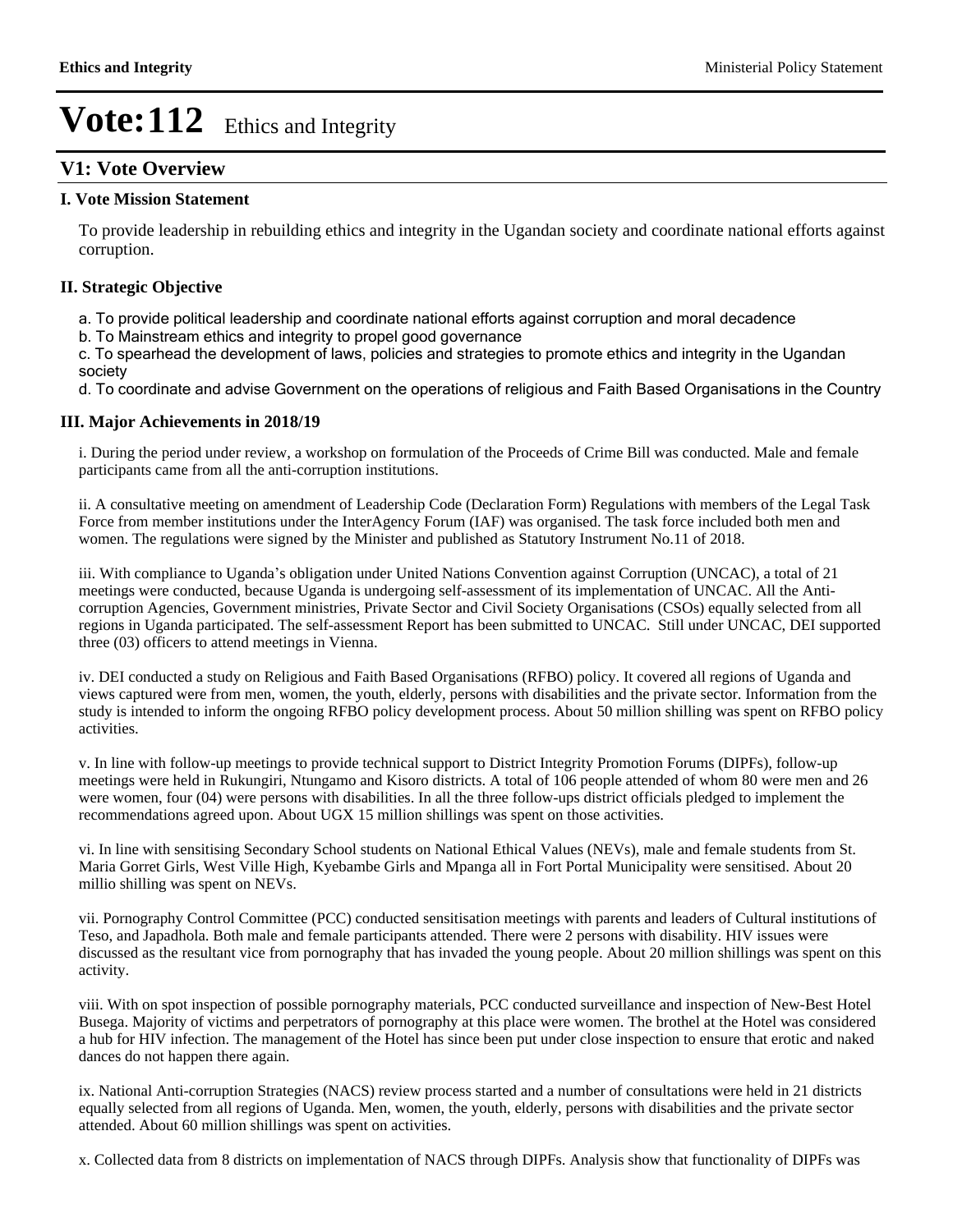# Vote:112 Ethics and Integrity

## V1: Vote Overview

### I. Vote Mission Statement

To provide leadership in rebuilding ethics and integrity in the Ugandan society and coordinate national efforts against corruption.

### II. Strategic Objective

a. To provide political leadership and coordinate national efforts against corruption and moral decadence
b. To Mainstream ethics and integrity to propel good governance
c. To spearhead the development of laws, policies and strategies to promote ethics and integrity in the Ugandan society
d. To coordinate and advise Government on the operations of religious and Faith Based Organisations in the Country

### III. Major Achievements in 2018/19

i. During the period under review, a workshop on formulation of the Proceeds of Crime Bill was conducted. Male and female participants came from all the anti-corruption institutions.

ii. A consultative meeting on amendment of Leadership Code (Declaration Form) Regulations with members of the Legal Task Force from member institutions under the InterAgency Forum (IAF) was organised. The task force included both men and women. The regulations were signed by the Minister and published as Statutory Instrument No.11 of 2018.

iii. With compliance to Uganda's obligation under United Nations Convention against Corruption (UNCAC), a total of 21 meetings were conducted, because Uganda is undergoing self-assessment of its implementation of UNCAC. All the Anti-corruption Agencies, Government ministries, Private Sector and Civil Society Organisations (CSOs) equally selected from all regions in Uganda participated. The self-assessment Report has been submitted to UNCAC. Still under UNCAC, DEI supported three (03) officers to attend meetings in Vienna.

iv. DEI conducted a study on Religious and Faith Based Organisations (RFBO) policy. It covered all regions of Uganda and views captured were from men, women, the youth, elderly, persons with disabilities and the private sector. Information from the study is intended to inform the ongoing RFBO policy development process. About 50 million shilling was spent on RFBO policy activities.

v. In line with follow-up meetings to provide technical support to District Integrity Promotion Forums (DIPFs), follow-up meetings were held in Rukungiri, Ntungamo and Kisoro districts. A total of 106 people attended of whom 80 were men and 26 were women, four (04) were persons with disabilities. In all the three follow-ups district officials pledged to implement the recommendations agreed upon. About UGX 15 million shillings was spent on those activities.

vi. In line with sensitising Secondary School students on National Ethical Values (NEVs), male and female students from St. Maria Gorret Girls, West Ville High, Kyebambe Girls and Mpanga all in Fort Portal Municipality were sensitised. About 20 millio shilling was spent on NEVs.

vii. Pornography Control Committee (PCC) conducted sensitisation meetings with parents and leaders of Cultural institutions of Teso, and Japadhola. Both male and female participants attended. There were 2 persons with disability. HIV issues were discussed as the resultant vice from pornography that has invaded the young people. About 20 million shillings was spent on this activity.

viii. With on spot inspection of possible pornography materials, PCC conducted surveillance and inspection of New-Best Hotel Busega. Majority of victims and perpetrators of pornography at this place were women. The brothel at the Hotel was considered a hub for HIV infection. The management of the Hotel has since been put under close inspection to ensure that erotic and naked dances do not happen there again.

ix. National Anti-corruption Strategies (NACS) review process started and a number of consultations were held in 21 districts equally selected from all regions of Uganda. Men, women, the youth, elderly, persons with disabilities and the private sector attended. About 60 million shillings was spent on activities.

x. Collected data from 8 districts on implementation of NACS through DIPFs. Analysis show that functionality of DIPFs was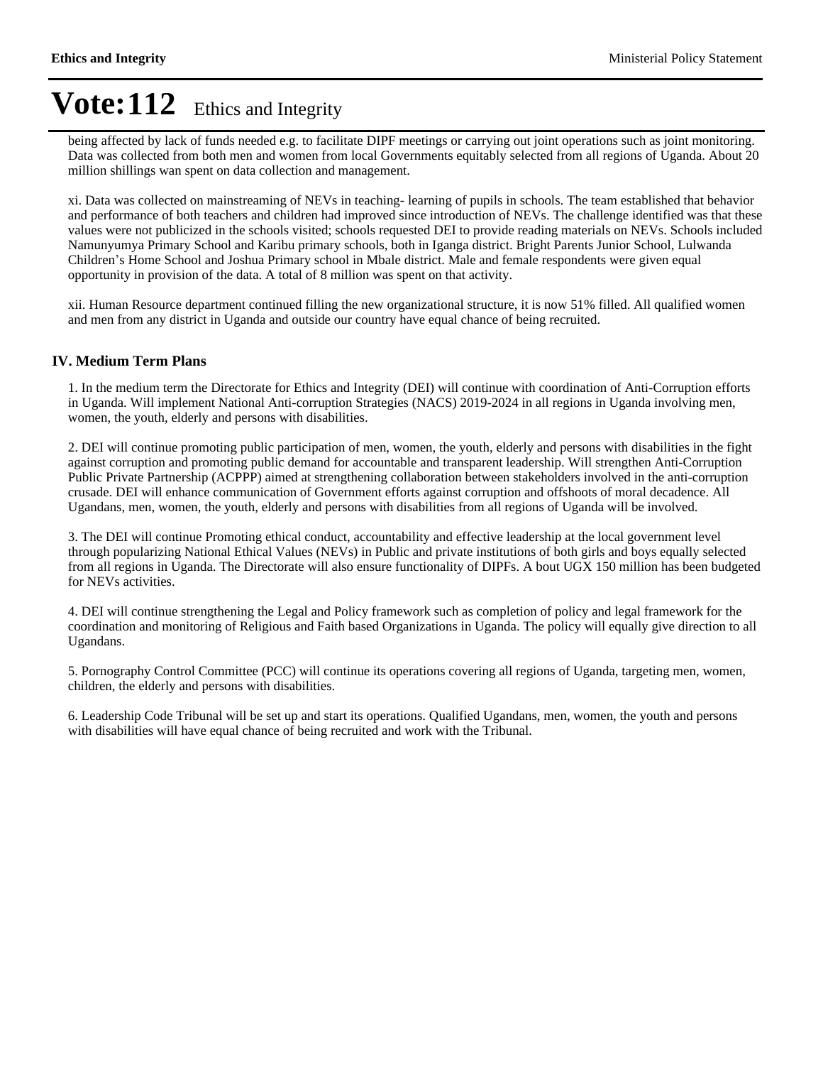# Vote:112 Ethics and Integrity

being affected by lack of funds needed e.g. to facilitate DIPF meetings or carrying out joint operations such as joint monitoring. Data was collected from both men and women from local Governments equitably selected from all regions of Uganda. About 20 million shillings wan spent on data collection and management.

xi. Data was collected on mainstreaming of NEVs in teaching- learning of pupils in schools. The team established that behavior and performance of both teachers and children had improved since introduction of NEVs. The challenge identified was that these values were not publicized in the schools visited; schools requested DEI to provide reading materials on NEVs. Schools included Namunyumya Primary School and Karibu primary schools, both in Iganga district. Bright Parents Junior School, Lulwanda Children's Home School and Joshua Primary school in Mbale district. Male and female respondents were given equal opportunity in provision of the data. A total of 8 million was spent on that activity.

xii. Human Resource department continued filling the new organizational structure, it is now 51% filled. All qualified women and men from any district in Uganda and outside our country have equal chance of being recruited.

## IV. Medium Term Plans

1. In the medium term the Directorate for Ethics and Integrity (DEI) will continue with coordination of Anti-Corruption efforts in Uganda. Will implement National Anti-corruption Strategies (NACS) 2019-2024 in all regions in Uganda involving men, women, the youth, elderly and persons with disabilities.

2. DEI will continue promoting public participation of men, women, the youth, elderly and persons with disabilities in the fight against corruption and promoting public demand for accountable and transparent leadership. Will strengthen Anti-Corruption Public Private Partnership (ACPPP) aimed at strengthening collaboration between stakeholders involved in the anti-corruption crusade. DEI will enhance communication of Government efforts against corruption and offshoots of moral decadence. All Ugandans, men, women, the youth, elderly and persons with disabilities from all regions of Uganda will be involved.

3. The DEI will continue Promoting ethical conduct, accountability and effective leadership at the local government level through popularizing National Ethical Values (NEVs) in Public and private institutions of both girls and boys equally selected from all regions in Uganda. The Directorate will also ensure functionality of DIPFs. A bout UGX 150 million has been budgeted for NEVs activities.

4. DEI will continue strengthening the Legal and Policy framework such as completion of policy and legal framework for the coordination and monitoring of Religious and Faith based Organizations in Uganda. The policy will equally give direction to all Ugandans.

5. Pornography Control Committee (PCC) will continue its operations covering all regions of Uganda, targeting men, women, children, the elderly and persons with disabilities.

6. Leadership Code Tribunal will be set up and start its operations. Qualified Ugandans, men, women, the youth and persons with disabilities will have equal chance of being recruited and work with the Tribunal.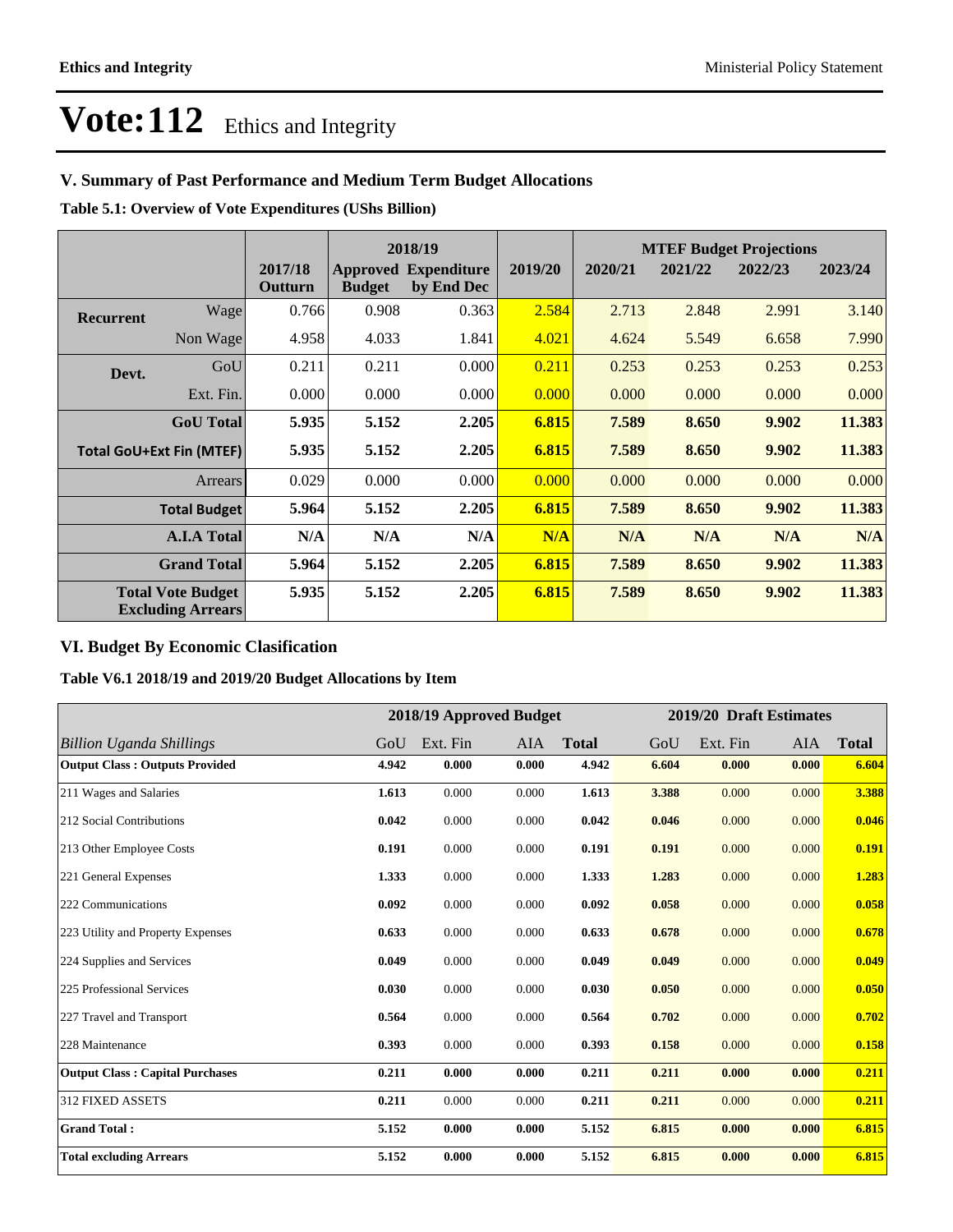# Vote:112 Ethics and Integrity

## V. Summary of Past Performance and Medium Term Budget Allocations

**Table 5.1: Overview of Vote Expenditures (UShs Billion)**

| | | 2017/18 Outturn | 2018/19 Approved Budget | 2018/19 Expenditure by End Dec | 2019/20 | MTEF Budget Projections 2020/21 | 2021/22 | 2022/23 | 2023/24 |
|---|---|---|---|---|---|---|---|---|---|
| **Recurrent** | Wage | 0.766 | 0.908 | 0.363 | 2.584 | 2.713 | 2.848 | 2.991 | 3.140 |
| | Non Wage | 4.958 | 4.033 | 1.841 | 4.021 | 4.624 | 5.549 | 6.658 | 7.990 |
| **Devt.** | GoU | 0.211 | 0.211 | 0.000 | 0.211 | 0.253 | 0.253 | 0.253 | 0.253 |
| | Ext. Fin. | 0.000 | 0.000 | 0.000 | 0.000 | 0.000 | 0.000 | 0.000 | 0.000 |
| | **GoU Total** | **5.935** | **5.152** | **2.205** | **6.815** | **7.589** | **8.650** | **9.902** | **11.383** |
| **Total GoU+Ext Fin (MTEF)** | | **5.935** | **5.152** | **2.205** | **6.815** | **7.589** | **8.650** | **9.902** | **11.383** |
| | Arrears | 0.029 | 0.000 | 0.000 | 0.000 | 0.000 | 0.000 | 0.000 | 0.000 |
| | **Total Budget** | **5.964** | **5.152** | **2.205** | **6.815** | **7.589** | **8.650** | **9.902** | **11.383** |
| | **A.I.A Total** | **N/A** | **N/A** | **N/A** | **N/A** | **N/A** | **N/A** | **N/A** | **N/A** |
| | **Grand Total** | **5.964** | **5.152** | **2.205** | **6.815** | **7.589** | **8.650** | **9.902** | **11.383** |
| **Total Vote Budget Excluding Arrears** | | **5.935** | **5.152** | **2.205** | **6.815** | **7.589** | **8.650** | **9.902** | **11.383** |

## VI. Budget By Economic Clasification

**Table V6.1 2018/19 and 2019/20 Budget Allocations by Item**

| | 2018/19 Approved Budget | | | | 2019/20 Draft Estimates | | | |
|---|---|---|---|---|---|---|---|---|
| *Billion Uganda Shillings* | GoU | Ext. Fin | AIA | **Total** | GoU | Ext. Fin | AIA | **Total** |
| **Output Class : Outputs Provided** | **4.942** | **0.000** | **0.000** | **4.942** | **6.604** | **0.000** | **0.000** | **6.604** |
| 211 Wages and Salaries | **1.613** | 0.000 | 0.000 | **1.613** | **3.388** | 0.000 | 0.000 | **3.388** |
| 212 Social Contributions | **0.042** | 0.000 | 0.000 | **0.042** | **0.046** | 0.000 | 0.000 | **0.046** |
| 213 Other Employee Costs | **0.191** | 0.000 | 0.000 | **0.191** | **0.191** | 0.000 | 0.000 | **0.191** |
| 221 General Expenses | **1.333** | 0.000 | 0.000 | **1.333** | **1.283** | 0.000 | 0.000 | **1.283** |
| 222 Communications | **0.092** | 0.000 | 0.000 | **0.092** | **0.058** | 0.000 | 0.000 | **0.058** |
| 223 Utility and Property Expenses | **0.633** | 0.000 | 0.000 | **0.633** | **0.678** | 0.000 | 0.000 | **0.678** |
| 224 Supplies and Services | **0.049** | 0.000 | 0.000 | **0.049** | **0.049** | 0.000 | 0.000 | **0.049** |
| 225 Professional Services | **0.030** | 0.000 | 0.000 | **0.030** | **0.050** | 0.000 | 0.000 | **0.050** |
| 227 Travel and Transport | **0.564** | 0.000 | 0.000 | **0.564** | **0.702** | 0.000 | 0.000 | **0.702** |
| 228 Maintenance | **0.393** | 0.000 | 0.000 | **0.393** | **0.158** | 0.000 | 0.000 | **0.158** |
| **Output Class : Capital Purchases** | **0.211** | **0.000** | **0.000** | **0.211** | **0.211** | **0.000** | **0.000** | **0.211** |
| 312 FIXED ASSETS | **0.211** | 0.000 | 0.000 | **0.211** | **0.211** | 0.000 | 0.000 | **0.211** |
| **Grand Total :** | **5.152** | **0.000** | **0.000** | **5.152** | **6.815** | **0.000** | **0.000** | **6.815** |
| **Total excluding Arrears** | **5.152** | **0.000** | **0.000** | **5.152** | **6.815** | **0.000** | **0.000** | **6.815** |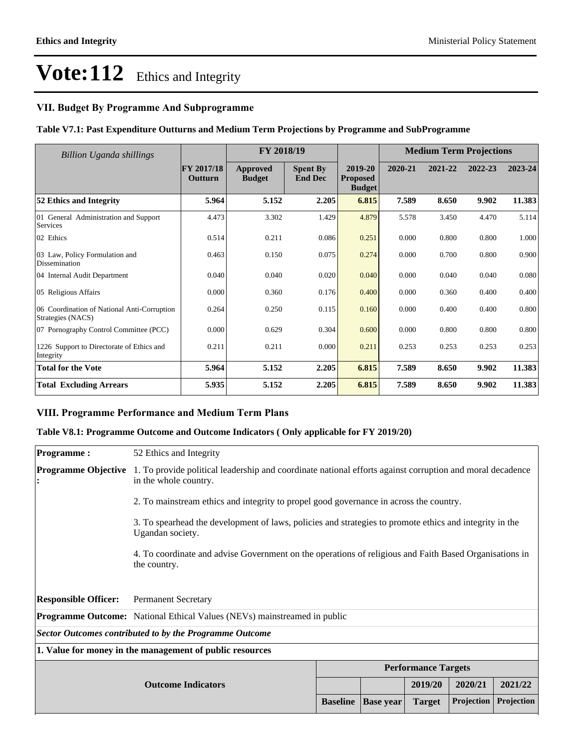# Vote:112 Ethics and Integrity

## VII. Budget By Programme And Subprogramme

### Table V7.1: Past Expenditure Outturns and Medium Term Projections by Programme and SubProgramme

| Billion Uganda shillings | | FY 2018/19 | | | Medium Term Projections | | | |
|---|---|---|---|---|---|---|---|---|
| | FY 2017/18 Outturn | Approved Budget | Spent By End Dec | 2019-20 Proposed Budget | 2020-21 | 2021-22 | 2022-23 | 2023-24 |
| **52 Ethics and Integrity** | **5.964** | **5.152** | **2.205** | **6.815** | **7.589** | **8.650** | **9.902** | **11.383** |
| 01 General Administration and Support Services | 4.473 | 3.302 | 1.429 | 4.879 | 5.578 | 3.450 | 4.470 | 5.114 |
| 02 Ethics | 0.514 | 0.211 | 0.086 | 0.251 | 0.000 | 0.800 | 0.800 | 1.000 |
| 03 Law, Policy Formulation and Dissemination | 0.463 | 0.150 | 0.075 | 0.274 | 0.000 | 0.700 | 0.800 | 0.900 |
| 04 Internal Audit Department | 0.040 | 0.040 | 0.020 | 0.040 | 0.000 | 0.040 | 0.040 | 0.080 |
| 05 Religious Affairs | 0.000 | 0.360 | 0.176 | 0.400 | 0.000 | 0.360 | 0.400 | 0.400 |
| 06 Coordination of National Anti-Corruption Strategies (NACS) | 0.264 | 0.250 | 0.115 | 0.160 | 0.000 | 0.400 | 0.400 | 0.800 |
| 07 Pornography Control Committee (PCC) | 0.000 | 0.629 | 0.304 | 0.600 | 0.000 | 0.800 | 0.800 | 0.800 |
| 1226 Support to Directorate of Ethics and Integrity | 0.211 | 0.211 | 0.000 | 0.211 | 0.253 | 0.253 | 0.253 | 0.253 |
| **Total for the Vote** | **5.964** | **5.152** | **2.205** | **6.815** | **7.589** | **8.650** | **9.902** | **11.383** |
| **Total Excluding Arrears** | **5.935** | **5.152** | **2.205** | **6.815** | **7.589** | **8.650** | **9.902** | **11.383** |

## VIII. Programme Performance and Medium Term Plans

### Table V8.1: Programme Outcome and Outcome Indicators ( Only applicable for FY 2019/20)

**Programme :** 52 Ethics and Integrity

**Programme Objective :**

1. To provide political leadership and coordinate national efforts against corruption and moral decadence in the whole country.

2. To mainstream ethics and integrity to propel good governance in across the country.

3. To spearhead the development of laws, policies and strategies to promote ethics and integrity in the Ugandan society.

4. To coordinate and advise Government on the operations of religious and Faith Based Organisations in the country.

**Responsible Officer:** Permanent Secretary

**Programme Outcome:** National Ethical Values (NEVs) mainstreamed in public

***Sector Outcomes contributed to by the Programme Outcome***

**1. Value for money in the management of public resources**

| Outcome Indicators | Performance Targets | | | | |
|---|---|---|---|---|---|
| | | | 2019/20 | 2020/21 | 2021/22 |
| | Baseline | Base year | Target | Projection | Projection |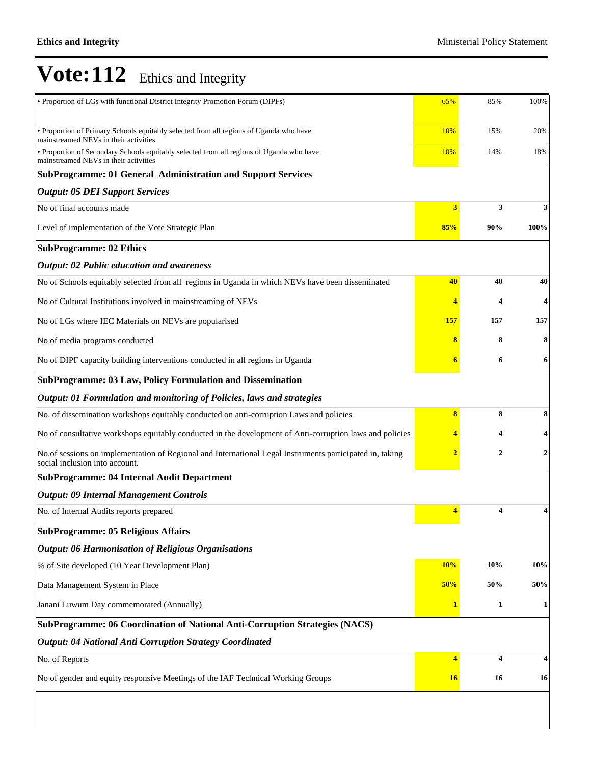# Vote:112 Ethics and Integrity

| | | | |
|---|---|---|---|
| • Proportion of LGs with functional District Integrity Promotion Forum (DIPFs) | 65% | 85% | 100% |
| • Proportion of Primary Schools equitably selected from all regions of Uganda who have mainstreamed NEVs in their activities | 10% | 15% | 20% |
| • Proportion of Secondary Schools equitably selected from all regions of Uganda who have mainstreamed NEVs in their activities | 10% | 14% | 18% |
| **SubProgramme: 01 General Administration and Support Services** | | | |
| ***Output: 05 DEI Support Services*** | | | |
| No of final accounts made | **3** | **3** | **3** |
| Level of implementation of the Vote Strategic Plan | **85%** | **90%** | **100%** |
| **SubProgramme: 02 Ethics** | | | |
| ***Output: 02 Public education and awareness*** | | | |
| No of Schools equitably selected from all regions in Uganda in which NEVs have been disseminated | **40** | **40** | **40** |
| No of Cultural Institutions involved in mainstreaming of NEVs | **4** | **4** | **4** |
| No of LGs where IEC Materials on NEVs are popularised | **157** | **157** | **157** |
| No of media programs conducted | **8** | **8** | **8** |
| No of DIPF capacity building interventions conducted in all regions in Uganda | **6** | **6** | **6** |
| **SubProgramme: 03 Law, Policy Formulation and Dissemination** | | | |
| ***Output: 01 Formulation and monitoring of Policies, laws and strategies*** | | | |
| No. of dissemination workshops equitably conducted on anti-corruption Laws and policies | **8** | **8** | **8** |
| No of consultative workshops equitably conducted in the development of Anti-corruption laws and policies | **4** | **4** | **4** |
| No.of sessions on implementation of Regional and International Legal Instruments participated in, taking social inclusion into account. | **2** | **2** | **2** |
| **SubProgramme: 04 Internal Audit Department** | | | |
| ***Output: 09 Internal Management Controls*** | | | |
| No. of Internal Audits reports prepared | **4** | **4** | **4** |
| **SubProgramme: 05 Religious Affairs** | | | |
| ***Output: 06 Harmonisation of Religious Organisations*** | | | |
| % of Site developed (10 Year Development Plan) | **10%** | **10%** | **10%** |
| Data Management System in Place | **50%** | **50%** | **50%** |
| Janani Luwum Day commemorated (Annually) | **1** | **1** | **1** |
| **SubProgramme: 06 Coordination of National Anti-Corruption Strategies (NACS)** | | | |
| ***Output: 04 National Anti Corruption Strategy Coordinated*** | | | |
| No. of Reports | **4** | **4** | **4** |
| No of gender and equity responsive Meetings of the IAF Technical Working Groups | **16** | **16** | **16** |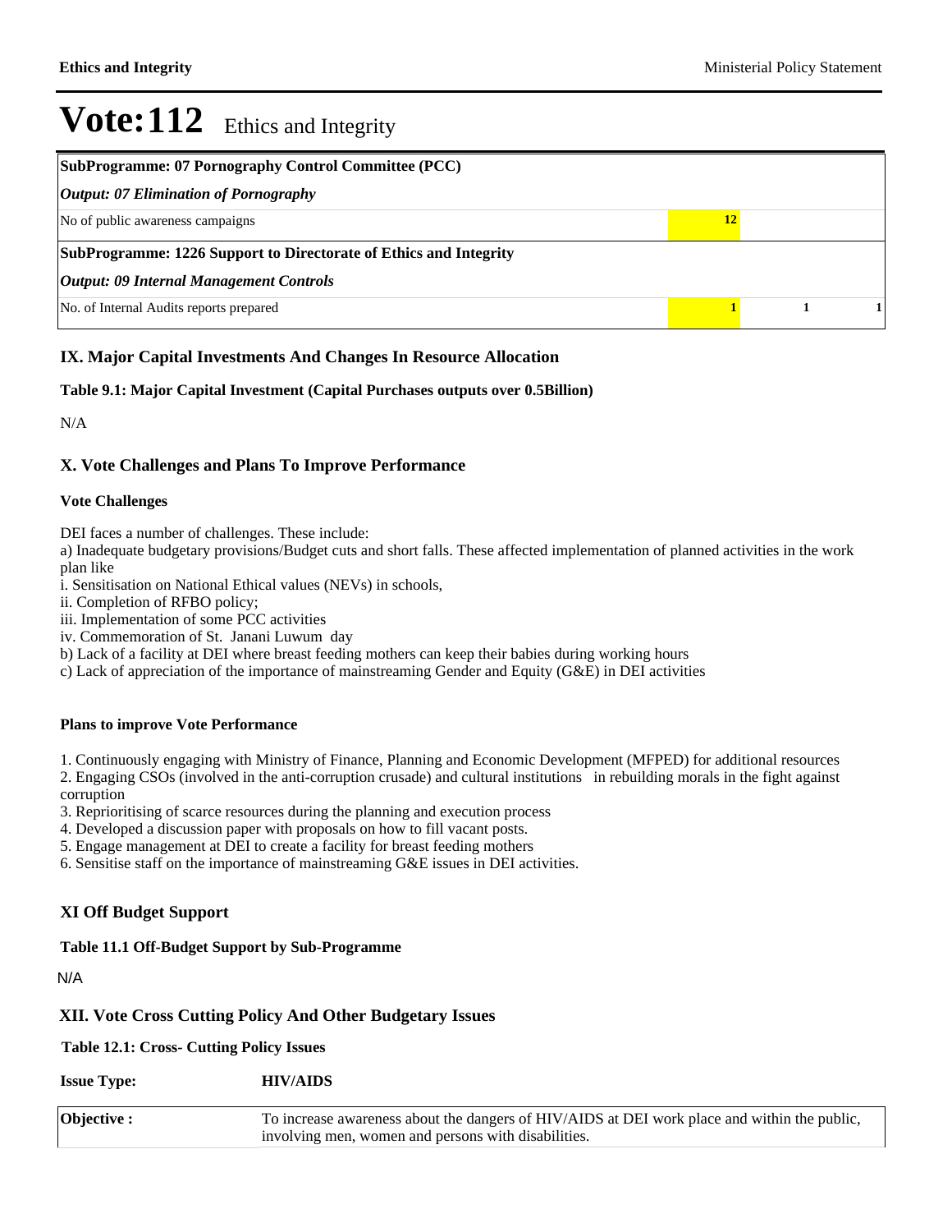# Vote:112 Ethics and Integrity

| SubProgramme: 07 Pornography Control Committee (PCC) | | | |
|---|---|---|---|
| *Output: 07 Elimination of Pornography* | | | |
| No of public awareness campaigns | 12 | | |
| **SubProgramme: 1226 Support to Directorate of Ethics and Integrity** | | | |
| *Output: 09 Internal Management Controls* | | | |
| No. of Internal Audits reports prepared | 1 | 1 | 1 |

### IX. Major Capital Investments And Changes In Resource Allocation

**Table 9.1: Major Capital Investment (Capital Purchases outputs over 0.5Billion)**

N/A

### X. Vote Challenges and Plans To Improve Performance

**Vote Challenges**

DEI faces a number of challenges. These include:

a) Inadequate budgetary provisions/Budget cuts and short falls. These affected implementation of planned activities in the work plan like

i. Sensitisation on National Ethical values (NEVs) in schools,

ii. Completion of RFBO policy;

iii. Implementation of some PCC activities

iv. Commemoration of St. Janani Luwum day

b) Lack of a facility at DEI where breast feeding mothers can keep their babies during working hours

c) Lack of appreciation of the importance of mainstreaming Gender and Equity (G&E) in DEI activities

**Plans to improve Vote Performance**

1. Continuously engaging with Ministry of Finance, Planning and Economic Development (MFPED) for additional resources
2. Engaging CSOs (involved in the anti-corruption crusade) and cultural institutions in rebuilding morals in the fight against corruption
3. Reprioritising of scarce resources during the planning and execution process
4. Developed a discussion paper with proposals on how to fill vacant posts.
5. Engage management at DEI to create a facility for breast feeding mothers
6. Sensitise staff on the importance of mainstreaming G&E issues in DEI activities.

### XI Off Budget Support

**Table 11.1 Off-Budget Support by Sub-Programme**

N/A

### XII. Vote Cross Cutting Policy And Other Budgetary Issues

**Table 12.1: Cross- Cutting Policy Issues**

| **Issue Type:** | **HIV/AIDS** |
|---|---|
| **Objective :** | To increase awareness about the dangers of HIV/AIDS at DEI work place and within the public, involving men, women and persons with disabilities. |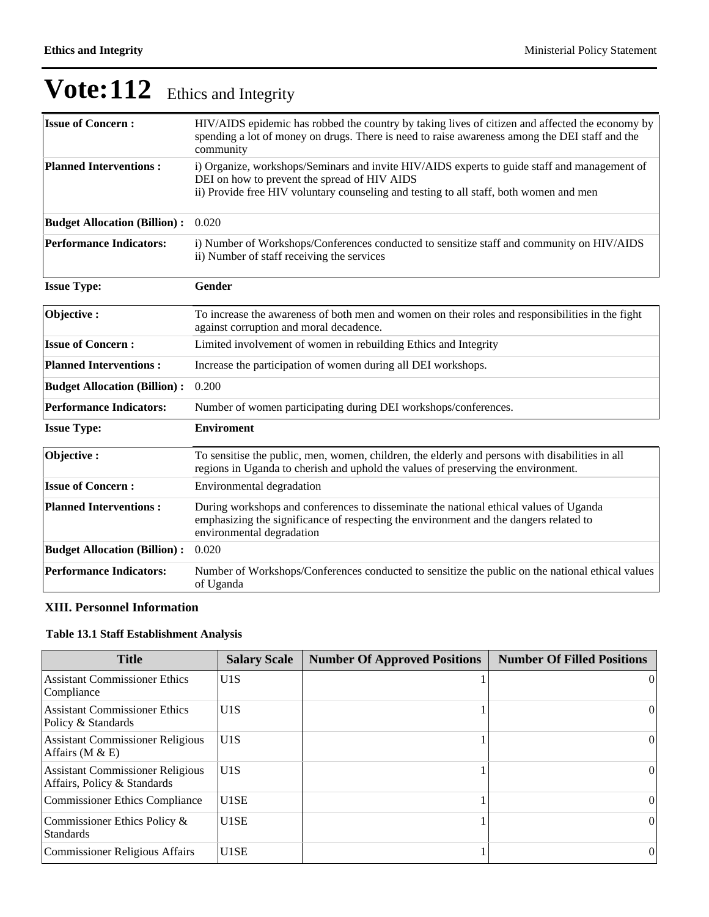# Vote:112 Ethics and Integrity

| | |
|---|---|
| **Issue of Concern :** | HIV/AIDS epidemic has robbed the country by taking lives of citizen and affected the economy by spending a lot of money on drugs. There is need to raise awareness among the DEI staff and the community |
| **Planned Interventions :** | i) Organize, workshops/Seminars and invite HIV/AIDS experts to guide staff and management of DEI on how to prevent the spread of HIV AIDS<br>ii) Provide free HIV voluntary counseling and testing to all staff, both women and men |
| **Budget Allocation (Billion) :** | 0.020 |
| **Performance Indicators:** | i) Number of Workshops/Conferences conducted to sensitize staff and community on HIV/AIDS<br>ii) Number of staff receiving the services |

**Issue Type:** **Gender**

| | |
|---|---|
| **Objective :** | To increase the awareness of both men and women on their roles and responsibilities in the fight against corruption and moral decadence. |
| **Issue of Concern :** | Limited involvement of women in rebuilding Ethics and Integrity |
| **Planned Interventions :** | Increase the participation of women during all DEI workshops. |
| **Budget Allocation (Billion) :** | 0.200 |
| **Performance Indicators:** | Number of women participating during DEI workshops/conferences. |

**Issue Type:** **Enviroment**

| | |
|---|---|
| **Objective :** | To sensitise the public, men, women, children, the elderly and persons with disabilities in all regions in Uganda to cherish and uphold the values of preserving the environment. |
| **Issue of Concern :** | Environmental degradation |
| **Planned Interventions :** | During workshops and conferences to disseminate the national ethical values of Uganda emphasizing the significance of respecting the environment and the dangers related to environmental degradation |
| **Budget Allocation (Billion) :** | 0.020 |
| **Performance Indicators:** | Number of Workshops/Conferences conducted to sensitize the public on the national ethical values of Uganda |

## XIII. Personnel Information

### Table 13.1 Staff Establishment Analysis

| Title | Salary Scale | Number Of Approved Positions | Number Of Filled Positions |
|---|---|---|---|
| Assistant Commissioner Ethics Compliance | U1S | 1 | 0 |
| Assistant Commissioner Ethics Policy & Standards | U1S | 1 | 0 |
| Assistant Commissioner Religious Affairs (M & E) | U1S | 1 | 0 |
| Assistant Commissioner Religious Affairs, Policy & Standards | U1S | 1 | 0 |
| Commissioner Ethics Compliance | U1SE | 1 | 0 |
| Commissioner Ethics Policy & Standards | U1SE | 1 | 0 |
| Commissioner Religious Affairs | U1SE | 1 | 0 |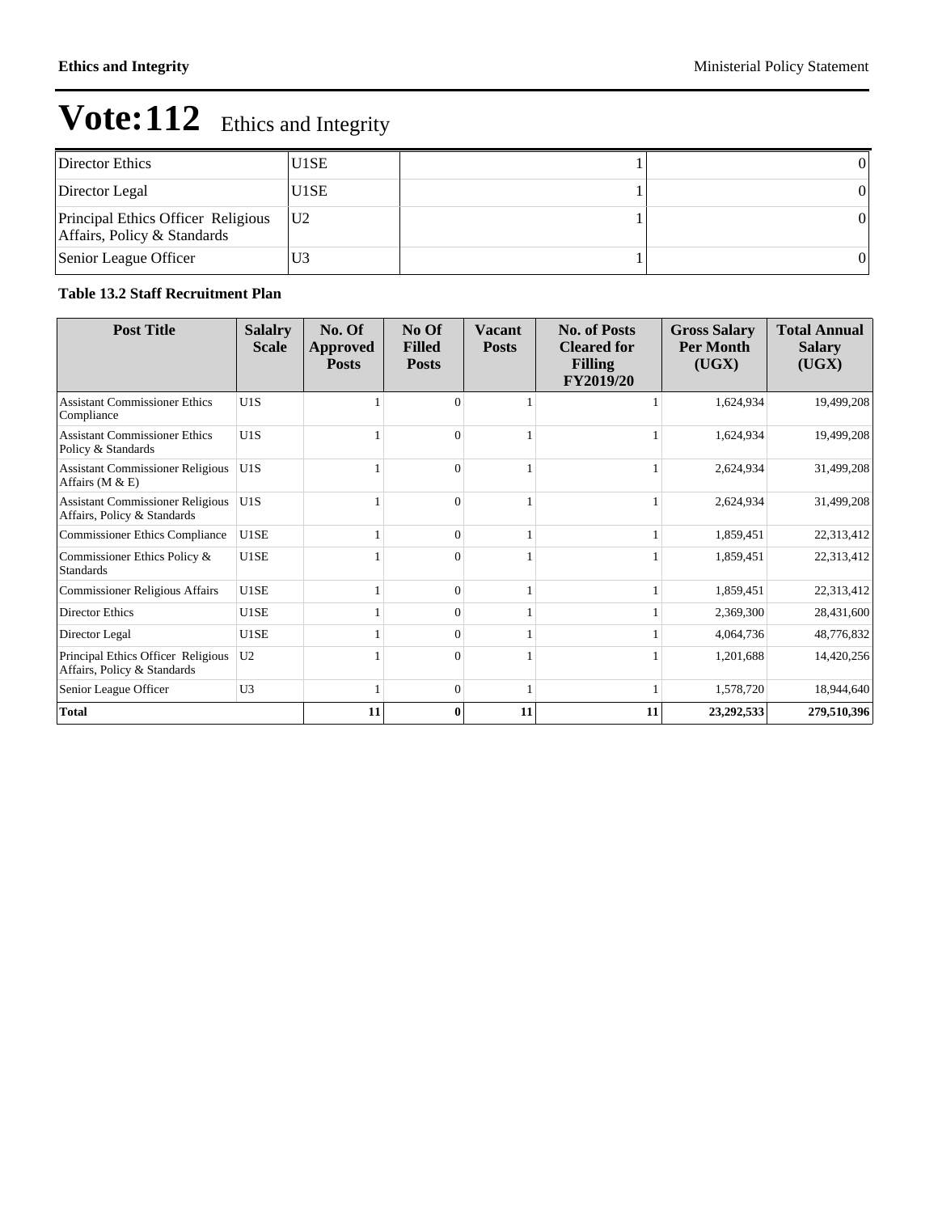# Vote:112 Ethics and Integrity

| | | | |
|---|---|---|---|
| Director Ethics | U1SE | 1 | 0 |
| Director Legal | U1SE | 1 | 0 |
| Principal Ethics Officer Religious Affairs, Policy & Standards | U2 | 1 | 0 |
| Senior League Officer | U3 | 1 | 0 |

**Table 13.2 Staff Recruitment Plan**

| Post Title | Salalry Scale | No. Of Approved Posts | No Of Filled Posts | Vacant Posts | No. of Posts Cleared for Filling FY2019/20 | Gross Salary Per Month (UGX) | Total Annual Salary (UGX) |
|---|---|---|---|---|---|---|---|
| Assistant Commissioner Ethics Compliance | U1S | 1 | 0 | 1 | 1 | 1,624,934 | 19,499,208 |
| Assistant Commissioner Ethics Policy & Standards | U1S | 1 | 0 | 1 | 1 | 1,624,934 | 19,499,208 |
| Assistant Commissioner Religious Affairs (M & E) | U1S | 1 | 0 | 1 | 1 | 2,624,934 | 31,499,208 |
| Assistant Commissioner Religious Affairs, Policy & Standards | U1S | 1 | 0 | 1 | 1 | 2,624,934 | 31,499,208 |
| Commissioner Ethics Compliance | U1SE | 1 | 0 | 1 | 1 | 1,859,451 | 22,313,412 |
| Commissioner Ethics Policy & Standards | U1SE | 1 | 0 | 1 | 1 | 1,859,451 | 22,313,412 |
| Commissioner Religious Affairs | U1SE | 1 | 0 | 1 | 1 | 1,859,451 | 22,313,412 |
| Director Ethics | U1SE | 1 | 0 | 1 | 1 | 2,369,300 | 28,431,600 |
| Director Legal | U1SE | 1 | 0 | 1 | 1 | 4,064,736 | 48,776,832 |
| Principal Ethics Officer Religious Affairs, Policy & Standards | U2 | 1 | 0 | 1 | 1 | 1,201,688 | 14,420,256 |
| Senior League Officer | U3 | 1 | 0 | 1 | 1 | 1,578,720 | 18,944,640 |
| **Total** | | **11** | **0** | **11** | **11** | **23,292,533** | **279,510,396** |